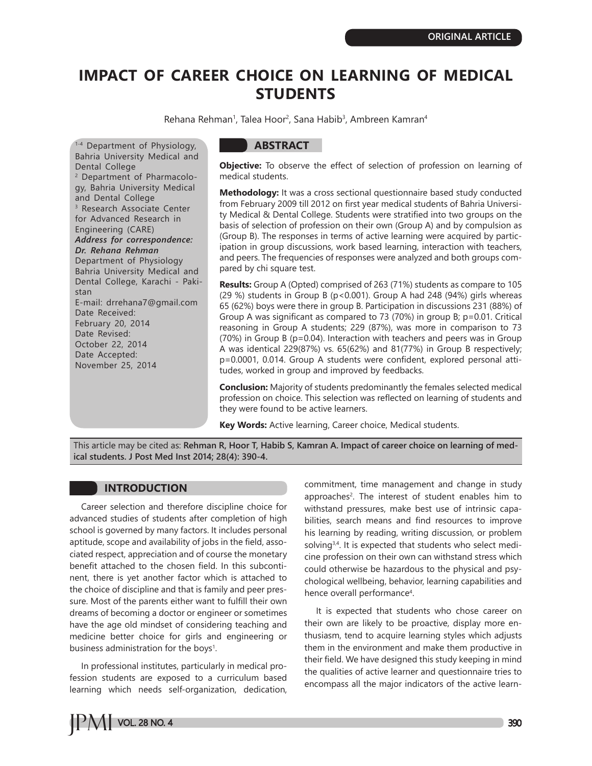ORIGINAL ARTICLE

# IMPACT OF CAREER CHOICE ON LEARNING OF MEDICAL STUDENTS

Rehana Rehman[1], Talea Hoor[2], Sana Habib[3], Ambreen Kamran[4]

[1-4] Department of Physiology, Bahria University Medical and Dental College
[2] Department of Pharmacology, Bahria University Medical and Dental College
[3] Research Associate Center for Advanced Research in Engineering (CARE)

***Address for correspondence:***
***Dr. Rehana Rehman***
Department of Physiology
Bahria University Medical and Dental College, Karachi - Pakistan
E-mail: drrehana7@gmail.com

Date Received: February 20, 2014
Date Revised: October 22, 2014
Date Accepted: November 25, 2014

## ABSTRACT

**Objective:** To observe the effect of selection of profession on learning of medical students.

**Methodology:** It was a cross sectional questionnaire based study conducted from February 2009 till 2012 on first year medical students of Bahria University Medical & Dental College. Students were stratified into two groups on the basis of selection of profession on their own (Group A) and by compulsion as (Group B). The responses in terms of active learning were acquired by participation in group discussions, work based learning, interaction with teachers, and peers. The frequencies of responses were analyzed and both groups compared by chi square test.

**Results:** Group A (Opted) comprised of 263 (71%) students as compare to 105 (29 %) students in Group B ($p<0.001$). Group A had 248 (94%) girls whereas 65 (62%) boys were there in group B. Participation in discussions 231 (88%) of Group A was significant as compared to 73 (70%) in group B; $p=0.01$. Critical reasoning in Group A students; 229 (87%), was more in comparison to 73 (70%) in Group B ($p=0.04$). Interaction with teachers and peers was in Group A was identical 229(87%) vs. 65(62%) and 81(77%) in Group B respectively; $p=0.0001$, 0.014. Group A students were confident, explored personal attitudes, worked in group and improved by feedbacks.

**Conclusion:** Majority of students predominantly the females selected medical profession on choice. This selection was reflected on learning of students and they were found to be active learners.

**Key Words:** Active learning, Career choice, Medical students.

This article may be cited as: **Rehman R, Hoor T, Habib S, Kamran A. Impact of career choice on learning of medical students. J Post Med Inst 2014; 28(4): 390-4.**

## INTRODUCTION

Career selection and therefore discipline choice for advanced studies of students after completion of high school is governed by many factors. It includes personal aptitude, scope and availability of jobs in the field, associated respect, appreciation and of course the monetary benefit attached to the chosen field. In this subcontinent, there is yet another factor which is attached to the choice of discipline and that is family and peer pressure. Most of the parents either want to fulfill their own dreams of becoming a doctor or engineer or sometimes have the age old mindset of considering teaching and medicine better choice for girls and engineering or business administration for the boys[1].

In professional institutes, particularly in medical profession students are exposed to a curriculum based learning which needs self-organization, dedication, commitment, time management and change in study approaches[2]. The interest of student enables him to withstand pressures, make best use of intrinsic capabilities, search means and find resources to improve his learning by reading, writing discussion, or problem solving[3,4]. It is expected that students who select medicine profession on their own can withstand stress which could otherwise be hazardous to the physical and psychological wellbeing, behavior, learning capabilities and hence overall performance[4].

It is expected that students who chose career on their own are likely to be proactive, display more enthusiasm, tend to acquire learning styles which adjusts them in the environment and make them productive in their field. We have designed this study keeping in mind the qualities of active learner and questionnaire tries to encompass all the major indicators of the active learn-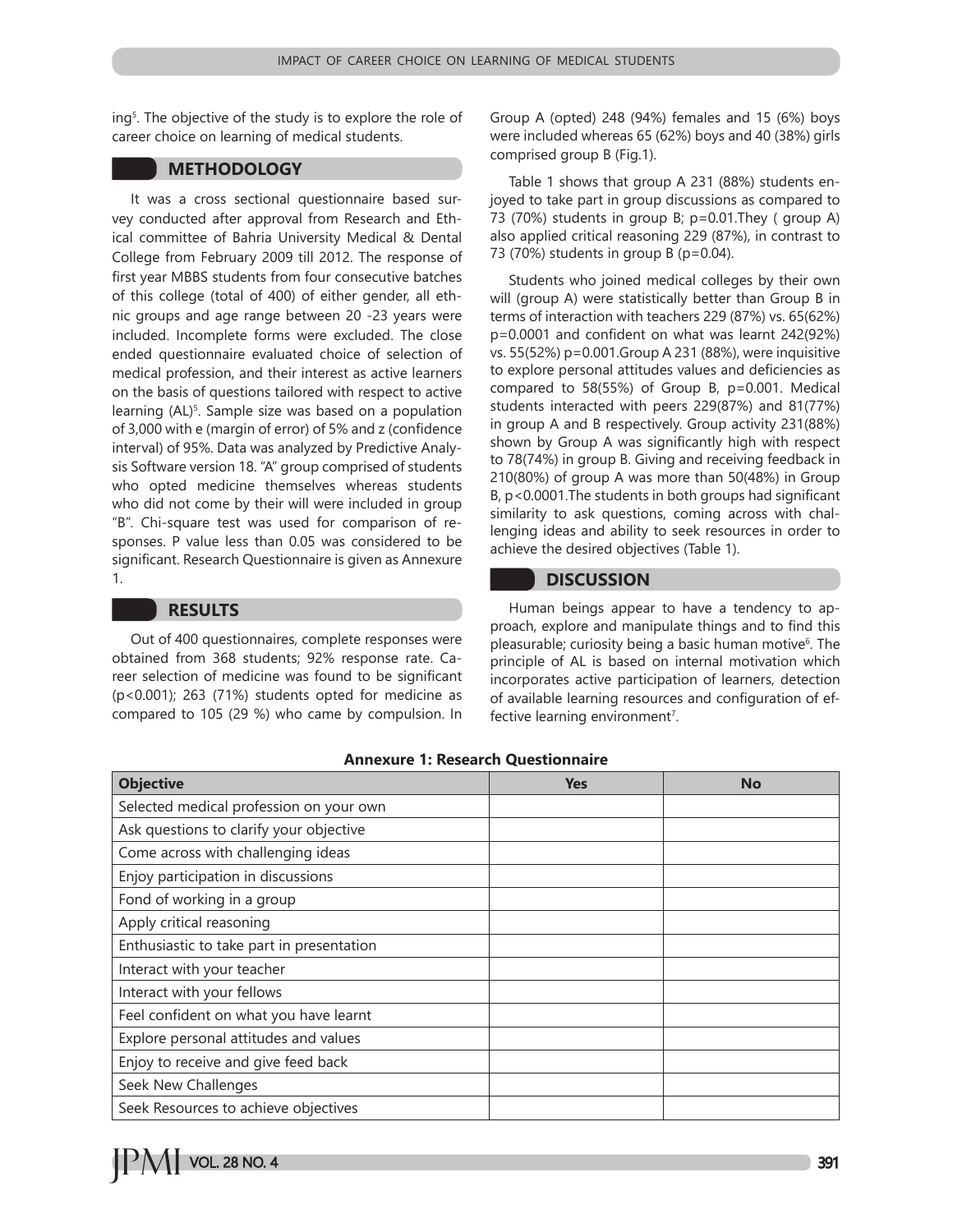ing[5]. The objective of the study is to explore the role of career choice on learning of medical students.

## METHODOLOGY

It was a cross sectional questionnaire based survey conducted after approval from Research and Ethical committee of Bahria University Medical & Dental College from February 2009 till 2012. The response of first year MBBS students from four consecutive batches of this college (total of 400) of either gender, all ethnic groups and age range between 20 -23 years were included. Incomplete forms were excluded. The close ended questionnaire evaluated choice of selection of medical profession, and their interest as active learners on the basis of questions tailored with respect to active learning (AL)[5]. Sample size was based on a population of 3,000 with e (margin of error) of 5% and z (confidence interval) of 95%. Data was analyzed by Predictive Analysis Software version 18. "A" group comprised of students who opted medicine themselves whereas students who did not come by their will were included in group "B". Chi-square test was used for comparison of responses. P value less than 0.05 was considered to be significant. Research Questionnaire is given as Annexure 1.

## RESULTS

Out of 400 questionnaires, complete responses were obtained from 368 students; 92% response rate. Career selection of medicine was found to be significant (p<0.001); 263 (71%) students opted for medicine as compared to 105 (29 %) who came by compulsion. In Group A (opted) 248 (94%) females and 15 (6%) boys were included whereas 65 (62%) boys and 40 (38%) girls comprised group B (Fig.1).

Table 1 shows that group A 231 (88%) students enjoyed to take part in group discussions as compared to 73 (70%) students in group B; p=0.01.They ( group A) also applied critical reasoning 229 (87%), in contrast to 73 (70%) students in group B (p=0.04).

Students who joined medical colleges by their own will (group A) were statistically better than Group B in terms of interaction with teachers 229 (87%) vs. 65(62%) p=0.0001 and confident on what was learnt 242(92%) vs. 55(52%) p=0.001.Group A 231 (88%), were inquisitive to explore personal attitudes values and deficiencies as compared to 58(55%) of Group B, p=0.001. Medical students interacted with peers 229(87%) and 81(77%) in group A and B respectively. Group activity 231(88%) shown by Group A was significantly high with respect to 78(74%) in group B. Giving and receiving feedback in 210(80%) of group A was more than 50(48%) in Group B, p<0.0001.The students in both groups had significant similarity to ask questions, coming across with challenging ideas and ability to seek resources in order to achieve the desired objectives (Table 1).

## DISCUSSION

Human beings appear to have a tendency to approach, explore and manipulate things and to find this pleasurable; curiosity being a basic human motive[6]. The principle of AL is based on internal motivation which incorporates active participation of learners, detection of available learning resources and configuration of effective learning environment[7].

**Annexure 1: Research Questionnaire**

| Objective | Yes | No |
|---|---|---|
| Selected medical profession on your own | | |
| Ask questions to clarify your objective | | |
| Come across with challenging ideas | | |
| Enjoy participation in discussions | | |
| Fond of working in a group | | |
| Apply critical reasoning | | |
| Enthusiastic to take part in presentation | | |
| Interact with your teacher | | |
| Interact with your fellows | | |
| Feel confident on what you have learnt | | |
| Explore personal attitudes and values | | |
| Enjoy to receive and give feed back | | |
| Seek New Challenges | | |
| Seek Resources to achieve objectives | | |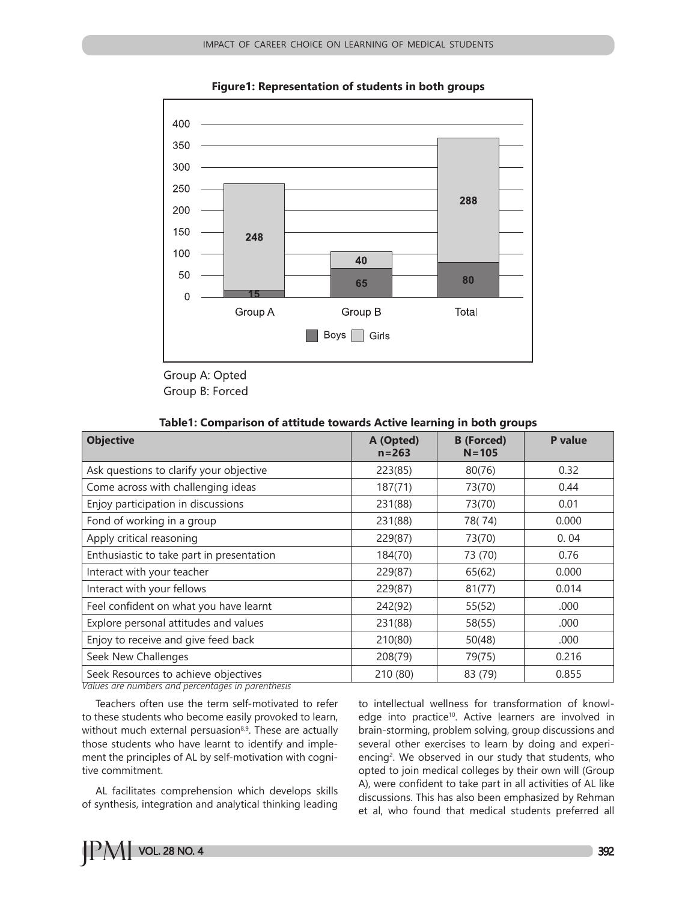**Figure1: Representation of students in both groups**

Group A: Opted
Group B: Forced

**Table1: Comparison of attitude towards Active learning in both groups**

| Objective | A (Opted) n=263 | B (Forced) N=105 | P value |
|---|---|---|---|
| Ask questions to clarify your objective | 223(85) | 80(76) | 0.32 |
| Come across with challenging ideas | 187(71) | 73(70) | 0.44 |
| Enjoy participation in discussions | 231(88) | 73(70) | 0.01 |
| Fond of working in a group | 231(88) | 78( 74) | 0.000 |
| Apply critical reasoning | 229(87) | 73(70) | 0. 04 |
| Enthusiastic to take part in presentation | 184(70) | 73 (70) | 0.76 |
| Interact with your teacher | 229(87) | 65(62) | 0.000 |
| Interact with your fellows | 229(87) | 81(77) | 0.014 |
| Feel confident on what you have learnt | 242(92) | 55(52) | .000 |
| Explore personal attitudes and values | 231(88) | 58(55) | .000 |
| Enjoy to receive and give feed back | 210(80) | 50(48) | .000 |
| Seek New Challenges | 208(79) | 79(75) | 0.216 |
| Seek Resources to achieve objectives | 210 (80) | 83 (79) | 0.855 |

*Values are numbers and percentages in parenthesis*

Teachers often use the term self-motivated to refer to these students who become easily provoked to learn, without much external persuasion[8,9]. These are actually those students who have learnt to identify and implement the principles of AL by self-motivation with cognitive commitment.

AL facilitates comprehension which develops skills of synthesis, integration and analytical thinking leading to intellectual wellness for transformation of knowledge into practice[10]. Active learners are involved in brain-storming, problem solving, group discussions and several other exercises to learn by doing and experiencing[2]. We observed in our study that students, who opted to join medical colleges by their own will (Group A), were confident to take part in all activities of AL like discussions. This has also been emphasized by Rehman et al, who found that medical students preferred all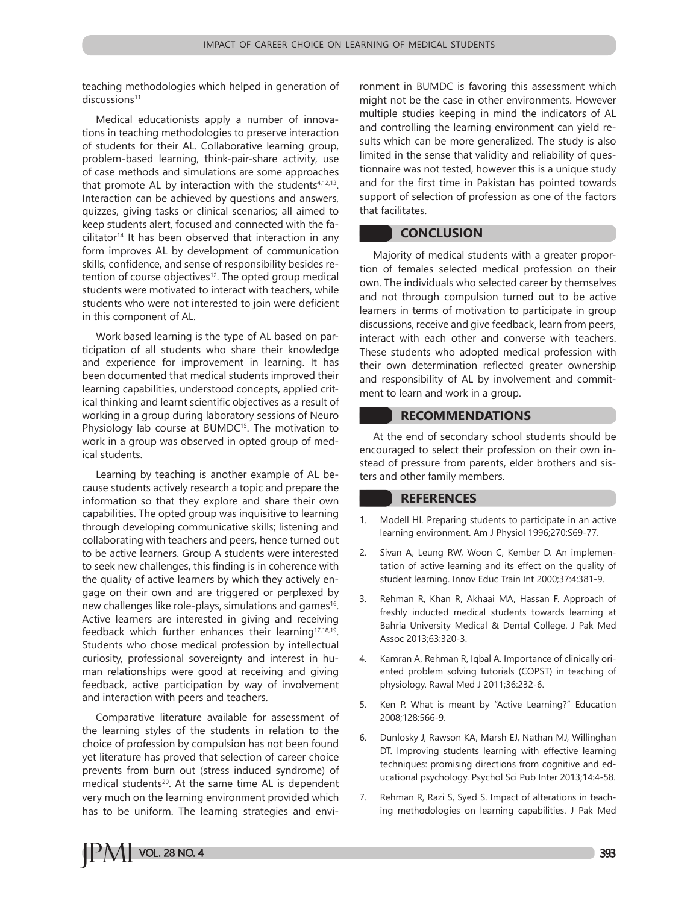teaching methodologies which helped in generation of discussions[11]

Medical educationists apply a number of innovations in teaching methodologies to preserve interaction of students for their AL. Collaborative learning group, problem-based learning, think-pair-share activity, use of case methods and simulations are some approaches that promote AL by interaction with the students[4,12,13]. Interaction can be achieved by questions and answers, quizzes, giving tasks or clinical scenarios; all aimed to keep students alert, focused and connected with the facilitator[14] It has been observed that interaction in any form improves AL by development of communication skills, confidence, and sense of responsibility besides retention of course objectives[12]. The opted group medical students were motivated to interact with teachers, while students who were not interested to join were deficient in this component of AL.

Work based learning is the type of AL based on participation of all students who share their knowledge and experience for improvement in learning. It has been documented that medical students improved their learning capabilities, understood concepts, applied critical thinking and learnt scientific objectives as a result of working in a group during laboratory sessions of Neuro Physiology lab course at BUMDC[15]. The motivation to work in a group was observed in opted group of medical students.

Learning by teaching is another example of AL because students actively research a topic and prepare the information so that they explore and share their own capabilities. The opted group was inquisitive to learning through developing communicative skills; listening and collaborating with teachers and peers, hence turned out to be active learners. Group A students were interested to seek new challenges, this finding is in coherence with the quality of active learners by which they actively engage on their own and are triggered or perplexed by new challenges like role-plays, simulations and games[16]. Active learners are interested in giving and receiving feedback which further enhances their learning[17,18,19]. Students who chose medical profession by intellectual curiosity, professional sovereignty and interest in human relationships were good at receiving and giving feedback, active participation by way of involvement and interaction with peers and teachers.

Comparative literature available for assessment of the learning styles of the students in relation to the choice of profession by compulsion has not been found yet literature has proved that selection of career choice prevents from burn out (stress induced syndrome) of medical students[20]. At the same time AL is dependent very much on the learning environment provided which has to be uniform. The learning strategies and environment in BUMDC is favoring this assessment which might not be the case in other environments. However multiple studies keeping in mind the indicators of AL and controlling the learning environment can yield results which can be more generalized. The study is also limited in the sense that validity and reliability of questionnaire was not tested, however this is a unique study and for the first time in Pakistan has pointed towards support of selection of profession as one of the factors that facilitates.

## CONCLUSION

Majority of medical students with a greater proportion of females selected medical profession on their own. The individuals who selected career by themselves and not through compulsion turned out to be active learners in terms of motivation to participate in group discussions, receive and give feedback, learn from peers, interact with each other and converse with teachers. These students who adopted medical profession with their own determination reflected greater ownership and responsibility of AL by involvement and commitment to learn and work in a group.

## RECOMMENDATIONS

At the end of secondary school students should be encouraged to select their profession on their own instead of pressure from parents, elder brothers and sisters and other family members.

## REFERENCES

1. Modell HI. Preparing students to participate in an active learning environment. Am J Physiol 1996;270:S69-77.
2. Sivan A, Leung RW, Woon C, Kember D. An implementation of active learning and its effect on the quality of student learning. Innov Educ Train Int 2000;37:4:381-9.
3. Rehman R, Khan R, Akhaai MA, Hassan F. Approach of freshly inducted medical students towards learning at Bahria University Medical & Dental College. J Pak Med Assoc 2013;63:320-3.
4. Kamran A, Rehman R, Iqbal A. Importance of clinically oriented problem solving tutorials (COPST) in teaching of physiology. Rawal Med J 2011;36:232-6.
5. Ken P. What is meant by "Active Learning?" Education 2008;128:566-9.
6. Dunlosky J, Rawson KA, Marsh EJ, Nathan MJ, Willinghan DT. Improving students learning with effective learning techniques: promising directions from cognitive and educational psychology. Psychol Sci Pub Inter 2013;14:4-58.
7. Rehman R, Razi S, Syed S. Impact of alterations in teaching methodologies on learning capabilities. J Pak Med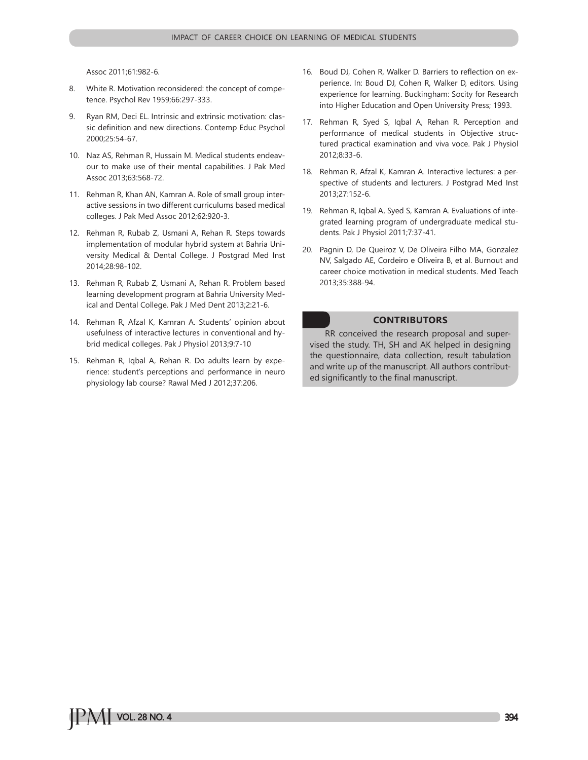Assoc 2011;61:982-6.

8. White R. Motivation reconsidered: the concept of competence. Psychol Rev 1959;66:297-333.

9. Ryan RM, Deci EL. Intrinsic and extrinsic motivation: classic definition and new directions. Contemp Educ Psychol 2000;25:54-67.

10. Naz AS, Rehman R, Hussain M. Medical students endeavour to make use of their mental capabilities. J Pak Med Assoc 2013;63:568-72.

11. Rehman R, Khan AN, Kamran A. Role of small group interactive sessions in two different curriculums based medical colleges. J Pak Med Assoc 2012;62:920-3.

12. Rehman R, Rubab Z, Usmani A, Rehan R. Steps towards implementation of modular hybrid system at Bahria University Medical & Dental College. J Postgrad Med Inst 2014;28:98-102.

13. Rehman R, Rubab Z, Usmani A, Rehan R. Problem based learning development program at Bahria University Medical and Dental College. Pak J Med Dent 2013;2:21-6.

14. Rehman R, Afzal K, Kamran A. Students' opinion about usefulness of interactive lectures in conventional and hybrid medical colleges. Pak J Physiol 2013;9:7-10

15. Rehman R, Iqbal A, Rehan R. Do adults learn by experience: student's perceptions and performance in neuro physiology lab course? Rawal Med J 2012;37:206.

16. Boud DJ, Cohen R, Walker D. Barriers to reflection on experience. In: Boud DJ, Cohen R, Walker D, editors. Using experience for learning. Buckingham: Socity for Research into Higher Education and Open University Press; 1993.

17. Rehman R, Syed S, Iqbal A, Rehan R. Perception and performance of medical students in Objective structured practical examination and viva voce. Pak J Physiol 2012;8:33-6.

18. Rehman R, Afzal K, Kamran A. Interactive lectures: a perspective of students and lecturers. J Postgrad Med Inst 2013;27:152-6.

19. Rehman R, Iqbal A, Syed S, Kamran A. Evaluations of integrated learning program of undergraduate medical students. Pak J Physiol 2011;7:37-41.

20. Pagnin D, De Queiroz V, De Oliveira Filho MA, Gonzalez NV, Salgado AE, Cordeiro e Oliveira B, et al. Burnout and career choice motivation in medical students. Med Teach 2013;35:388-94.

## CONTRIBUTORS

RR conceived the research proposal and supervised the study. TH, SH and AK helped in designing the questionnaire, data collection, result tabulation and write up of the manuscript. All authors contributed significantly to the final manuscript.